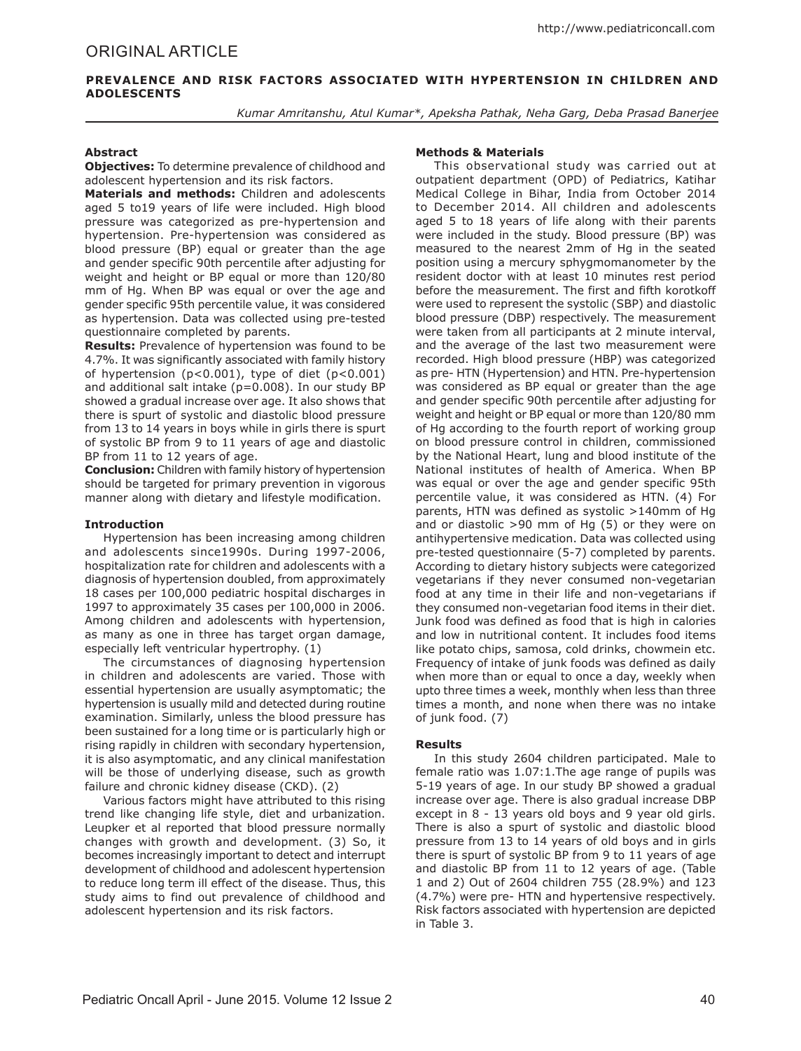ORIGINAL ARTICLE

# PREVALENCE AND RISK FACTORS ASSOCIATED WITH HYPERTENSION IN CHILDREN AND ADOLESCENTS

*Kumar Amritanshu, Atul Kumar*, Apeksha Pathak, Neha Garg, Deba Prasad Banerjee*

### Abstract

**Objectives:** To determine prevalence of childhood and adolescent hypertension and its risk factors.

**Materials and methods:** Children and adolescents aged 5 to19 years of life were included. High blood pressure was categorized as pre-hypertension and hypertension. Pre-hypertension was considered as blood pressure (BP) equal or greater than the age and gender specific 90th percentile after adjusting for weight and height or BP equal or more than 120/80 mm of Hg. When BP was equal or over the age and gender specific 95th percentile value, it was considered as hypertension. Data was collected using pre-tested questionnaire completed by parents.

**Results:** Prevalence of hypertension was found to be 4.7%. It was significantly associated with family history of hypertension ($p<0.001$), type of diet ($p<0.001$) and additional salt intake ($p=0.008$). In our study BP showed a gradual increase over age. It also shows that there is spurt of systolic and diastolic blood pressure from 13 to 14 years in boys while in girls there is spurt of systolic BP from 9 to 11 years of age and diastolic BP from 11 to 12 years of age.

**Conclusion:** Children with family history of hypertension should be targeted for primary prevention in vigorous manner along with dietary and lifestyle modification.

### Introduction

Hypertension has been increasing among children and adolescents since1990s. During 1997-2006, hospitalization rate for children and adolescents with a diagnosis of hypertension doubled, from approximately 18 cases per 100,000 pediatric hospital discharges in 1997 to approximately 35 cases per 100,000 in 2006. Among children and adolescents with hypertension, as many as one in three has target organ damage, especially left ventricular hypertrophy. (1)

The circumstances of diagnosing hypertension in children and adolescents are varied. Those with essential hypertension are usually asymptomatic; the hypertension is usually mild and detected during routine examination. Similarly, unless the blood pressure has been sustained for a long time or is particularly high or rising rapidly in children with secondary hypertension, it is also asymptomatic, and any clinical manifestation will be those of underlying disease, such as growth failure and chronic kidney disease (CKD). (2)

Various factors might have attributed to this rising trend like changing life style, diet and urbanization. Leupker et al reported that blood pressure normally changes with growth and development. (3) So, it becomes increasingly important to detect and interrupt development of childhood and adolescent hypertension to reduce long term ill effect of the disease. Thus, this study aims to find out prevalence of childhood and adolescent hypertension and its risk factors.

### Methods & Materials

This observational study was carried out at outpatient department (OPD) of Pediatrics, Katihar Medical College in Bihar, India from October 2014 to December 2014. All children and adolescents aged 5 to 18 years of life along with their parents were included in the study. Blood pressure (BP) was measured to the nearest 2mm of Hg in the seated position using a mercury sphygmomanometer by the resident doctor with at least 10 minutes rest period before the measurement. The first and fifth korotkoff were used to represent the systolic (SBP) and diastolic blood pressure (DBP) respectively. The measurement were taken from all participants at 2 minute interval, and the average of the last two measurement were recorded. High blood pressure (HBP) was categorized as pre- HTN (Hypertension) and HTN. Pre-hypertension was considered as BP equal or greater than the age and gender specific 90th percentile after adjusting for weight and height or BP equal or more than 120/80 mm of Hg according to the fourth report of working group on blood pressure control in children, commissioned by the National Heart, lung and blood institute of the National institutes of health of America. When BP was equal or over the age and gender specific 95th percentile value, it was considered as HTN. (4) For parents, HTN was defined as systolic >140mm of Hg and or diastolic >90 mm of Hg (5) or they were on antihypertensive medication. Data was collected using pre-tested questionnaire (5-7) completed by parents. According to dietary history subjects were categorized vegetarians if they never consumed non-vegetarian food at any time in their life and non-vegetarians if they consumed non-vegetarian food items in their diet. Junk food was defined as food that is high in calories and low in nutritional content. It includes food items like potato chips, samosa, cold drinks, chowmein etc. Frequency of intake of junk foods was defined as daily when more than or equal to once a day, weekly when upto three times a week, monthly when less than three times a month, and none when there was no intake of junk food. (7)

### Results

In this study 2604 children participated. Male to female ratio was 1.07:1.The age range of pupils was 5-19 years of age. In our study BP showed a gradual increase over age. There is also gradual increase DBP except in 8 - 13 years old boys and 9 year old girls. There is also a spurt of systolic and diastolic blood pressure from 13 to 14 years of old boys and in girls there is spurt of systolic BP from 9 to 11 years of age and diastolic BP from 11 to 12 years of age. (Table 1 and 2) Out of 2604 children 755 (28.9%) and 123 (4.7%) were pre- HTN and hypertensive respectively. Risk factors associated with hypertension are depicted in Table 3.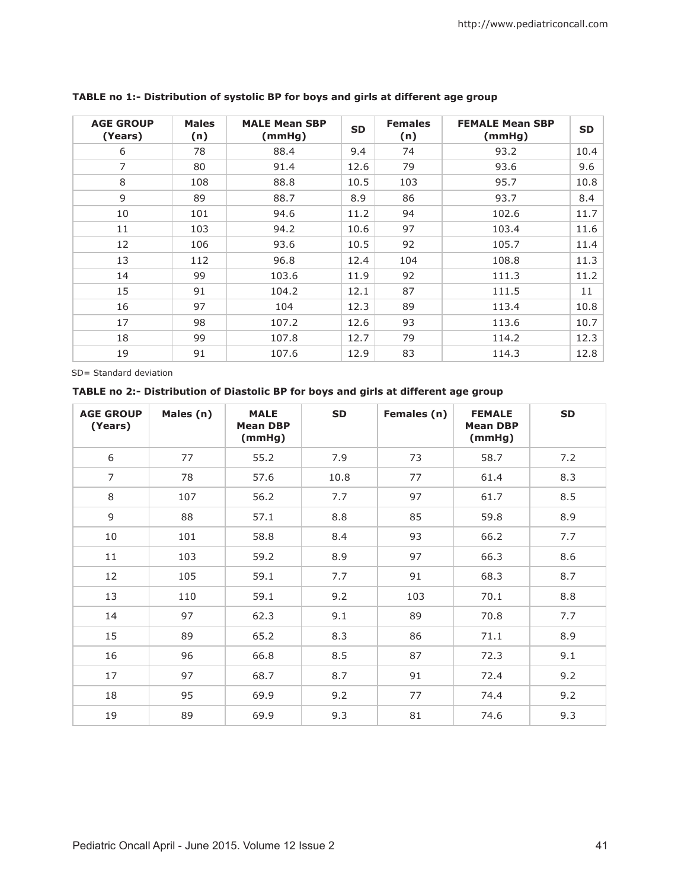**TABLE no 1:- Distribution of systolic BP for boys and girls at different age group**

| AGE GROUP (Years) | Males (n) | MALE Mean SBP (mmHg) | SD | Females (n) | FEMALE Mean SBP (mmHg) | SD |
|---|---|---|---|---|---|---|
| 6 | 78 | 88.4 | 9.4 | 74 | 93.2 | 10.4 |
| 7 | 80 | 91.4 | 12.6 | 79 | 93.6 | 9.6 |
| 8 | 108 | 88.8 | 10.5 | 103 | 95.7 | 10.8 |
| 9 | 89 | 88.7 | 8.9 | 86 | 93.7 | 8.4 |
| 10 | 101 | 94.6 | 11.2 | 94 | 102.6 | 11.7 |
| 11 | 103 | 94.2 | 10.6 | 97 | 103.4 | 11.6 |
| 12 | 106 | 93.6 | 10.5 | 92 | 105.7 | 11.4 |
| 13 | 112 | 96.8 | 12.4 | 104 | 108.8 | 11.3 |
| 14 | 99 | 103.6 | 11.9 | 92 | 111.3 | 11.2 |
| 15 | 91 | 104.2 | 12.1 | 87 | 111.5 | 11 |
| 16 | 97 | 104 | 12.3 | 89 | 113.4 | 10.8 |
| 17 | 98 | 107.2 | 12.6 | 93 | 113.6 | 10.7 |
| 18 | 99 | 107.8 | 12.7 | 79 | 114.2 | 12.3 |
| 19 | 91 | 107.6 | 12.9 | 83 | 114.3 | 12.8 |

SD= Standard deviation

**TABLE no 2:- Distribution of Diastolic BP for boys and girls at different age group**

| AGE GROUP (Years) | Males (n) | MALE Mean DBP (mmHg) | SD | Females (n) | FEMALE Mean DBP (mmHg) | SD |
|---|---|---|---|---|---|---|
| 6 | 77 | 55.2 | 7.9 | 73 | 58.7 | 7.2 |
| 7 | 78 | 57.6 | 10.8 | 77 | 61.4 | 8.3 |
| 8 | 107 | 56.2 | 7.7 | 97 | 61.7 | 8.5 |
| 9 | 88 | 57.1 | 8.8 | 85 | 59.8 | 8.9 |
| 10 | 101 | 58.8 | 8.4 | 93 | 66.2 | 7.7 |
| 11 | 103 | 59.2 | 8.9 | 97 | 66.3 | 8.6 |
| 12 | 105 | 59.1 | 7.7 | 91 | 68.3 | 8.7 |
| 13 | 110 | 59.1 | 9.2 | 103 | 70.1 | 8.8 |
| 14 | 97 | 62.3 | 9.1 | 89 | 70.8 | 7.7 |
| 15 | 89 | 65.2 | 8.3 | 86 | 71.1 | 8.9 |
| 16 | 96 | 66.8 | 8.5 | 87 | 72.3 | 9.1 |
| 17 | 97 | 68.7 | 8.7 | 91 | 72.4 | 9.2 |
| 18 | 95 | 69.9 | 9.2 | 77 | 74.4 | 9.2 |
| 19 | 89 | 69.9 | 9.3 | 81 | 74.6 | 9.3 |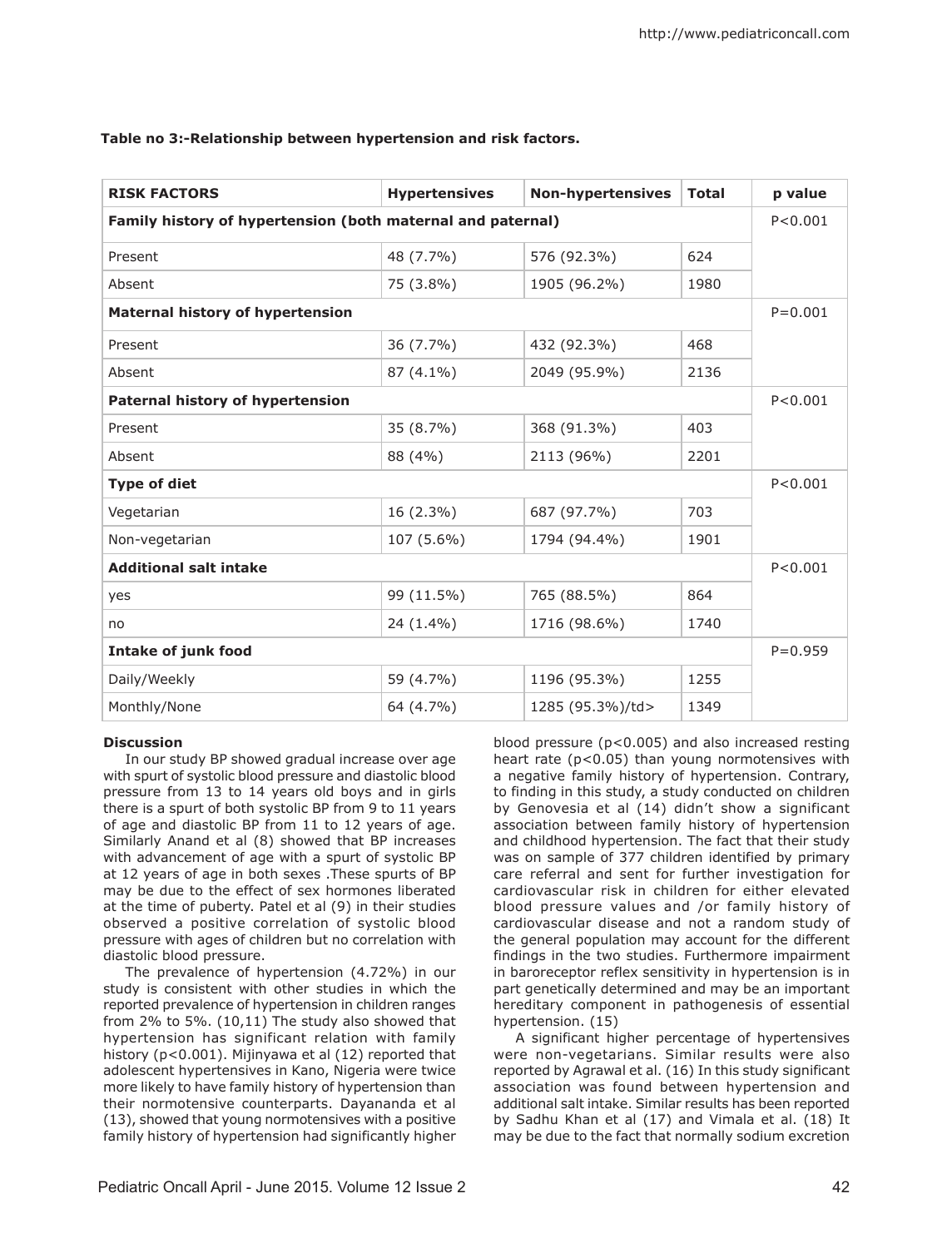**Table no 3:-Relationship between hypertension and risk factors.**

| RISK FACTORS | Hypertensives | Non-hypertensives | Total | p value |
|---|---|---|---|---|
| **Family history of hypertension (both maternal and paternal)** | | | | P<0.001 |
| Present | 48 (7.7%) | 576 (92.3%) | 624 | |
| Absent | 75 (3.8%) | 1905 (96.2%) | 1980 | |
| **Maternal history of hypertension** | | | | P=0.001 |
| Present | 36 (7.7%) | 432 (92.3%) | 468 | |
| Absent | 87 (4.1%) | 2049 (95.9%) | 2136 | |
| **Paternal history of hypertension** | | | | P<0.001 |
| Present | 35 (8.7%) | 368 (91.3%) | 403 | |
| Absent | 88 (4%) | 2113 (96%) | 2201 | |
| **Type of diet** | | | | P<0.001 |
| Vegetarian | 16 (2.3%) | 687 (97.7%) | 703 | |
| Non-vegetarian | 107 (5.6%) | 1794 (94.4%) | 1901 | |
| **Additional salt intake** | | | | P<0.001 |
| yes | 99 (11.5%) | 765 (88.5%) | 864 | |
| no | 24 (1.4%) | 1716 (98.6%) | 1740 | |
| **Intake of junk food** | | | | P=0.959 |
| Daily/Weekly | 59 (4.7%) | 1196 (95.3%) | 1255 | |
| Monthly/None | 64 (4.7%) | 1285 (95.3%)/td> | 1349 | |

**Discussion**

In our study BP showed gradual increase over age with spurt of systolic blood pressure and diastolic blood pressure from 13 to 14 years old boys and in girls there is a spurt of both systolic BP from 9 to 11 years of age and diastolic BP from 11 to 12 years of age. Similarly Anand et al (8) showed that BP increases with advancement of age with a spurt of systolic BP at 12 years of age in both sexes .These spurts of BP may be due to the effect of sex hormones liberated at the time of puberty. Patel et al (9) in their studies observed a positive correlation of systolic blood pressure with ages of children but no correlation with diastolic blood pressure.

The prevalence of hypertension (4.72%) in our study is consistent with other studies in which the reported prevalence of hypertension in children ranges from 2% to 5%. (10,11) The study also showed that hypertension has significant relation with family history ($p<0.001$). Mijinyawa et al (12) reported that adolescent hypertensives in Kano, Nigeria were twice more likely to have family history of hypertension than their normotensive counterparts. Dayananda et al (13), showed that young normotensives with a positive family history of hypertension had significantly higher blood pressure ($p<0.005$) and also increased resting heart rate ($p<0.05$) than young normotensives with a negative family history of hypertension. Contrary, to finding in this study, a study conducted on children by Genovesia et al (14) didn't show a significant association between family history of hypertension and childhood hypertension. The fact that their study was on sample of 377 children identified by primary care referral and sent for further investigation for cardiovascular risk in children for either elevated blood pressure values and /or family history of cardiovascular disease and not a random study of the general population may account for the different findings in the two studies. Furthermore impairment in baroreceptor reflex sensitivity in hypertension is in part genetically determined and may be an important hereditary component in pathogenesis of essential hypertension. (15)

A significant higher percentage of hypertensives were non-vegetarians. Similar results were also reported by Agrawal et al. (16) In this study significant association was found between hypertension and additional salt intake. Similar results has been reported by Sadhu Khan et al (17) and Vimala et al. (18) It may be due to the fact that normally sodium excretion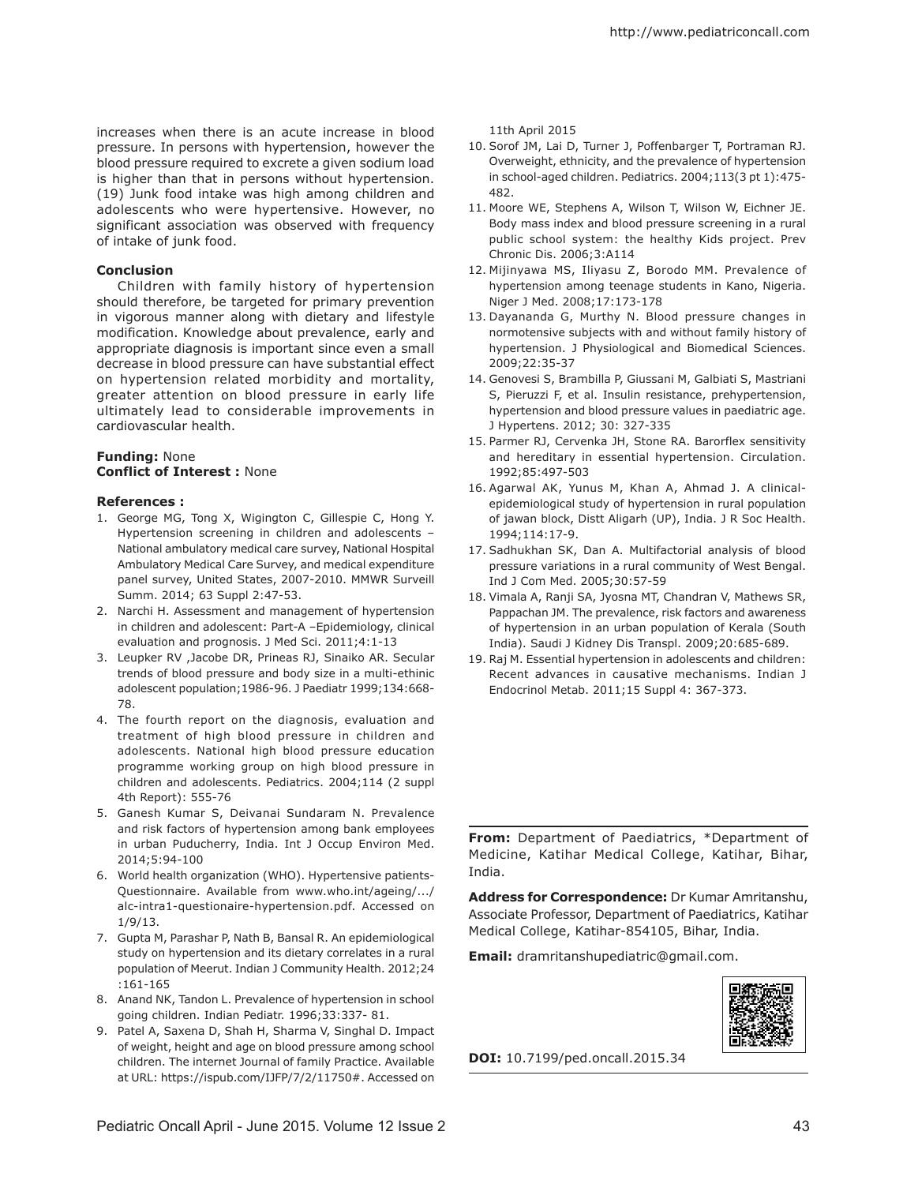increases when there is an acute increase in blood pressure. In persons with hypertension, however the blood pressure required to excrete a given sodium load is higher than that in persons without hypertension. (19) Junk food intake was high among children and adolescents who were hypertensive. However, no significant association was observed with frequency of intake of junk food.

**Conclusion**

Children with family history of hypertension should therefore, be targeted for primary prevention in vigorous manner along with dietary and lifestyle modification. Knowledge about prevalence, early and appropriate diagnosis is important since even a small decrease in blood pressure can have substantial effect on hypertension related morbidity and mortality, greater attention on blood pressure in early life ultimately lead to considerable improvements in cardiovascular health.

**Funding:** None
**Conflict of Interest :** None

**References :**

1. George MG, Tong X, Wigington C, Gillespie C, Hong Y. Hypertension screening in children and adolescents – National ambulatory medical care survey, National Hospital Ambulatory Medical Care Survey, and medical expenditure panel survey, United States, 2007-2010. MMWR Surveill Summ. 2014; 63 Suppl 2:47-53.
2. Narchi H. Assessment and management of hypertension in children and adolescent: Part-A –Epidemiology, clinical evaluation and prognosis. J Med Sci. 2011;4:1-13
3. Leupker RV ,Jacobe DR, Prineas RJ, Sinaiko AR. Secular trends of blood pressure and body size in a multi-ethinic adolescent population;1986-96. J Paediatr 1999;134:668-78.
4. The fourth report on the diagnosis, evaluation and treatment of high blood pressure in children and adolescents. National high blood pressure education programme working group on high blood pressure in children and adolescents. Pediatrics. 2004;114 (2 suppl 4th Report): 555-76
5. Ganesh Kumar S, Deivanai Sundaram N. Prevalence and risk factors of hypertension among bank employees in urban Puducherry, India. Int J Occup Environ Med. 2014;5:94-100
6. World health organization (WHO). Hypertensive patients-Questionnaire. Available from www.who.int/ageing/.../alc-intra1-questionaire-hypertension.pdf. Accessed on 1/9/13.
7. Gupta M, Parashar P, Nath B, Bansal R. An epidemiological study on hypertension and its dietary correlates in a rural population of Meerut. Indian J Community Health. 2012;24 :161-165
8. Anand NK, Tandon L. Prevalence of hypertension in school going children. Indian Pediatr. 1996;33:337- 81.
9. Patel A, Saxena D, Shah H, Sharma V, Singhal D. Impact of weight, height and age on blood pressure among school children. The internet Journal of family Practice. Available at URL: https://ispub.com/IJFP/7/2/11750#. Accessed on 11th April 2015
10. Sorof JM, Lai D, Turner J, Poffenbarger T, Portraman RJ. Overweight, ethnicity, and the prevalence of hypertension in school-aged children. Pediatrics. 2004;113(3 pt 1):475-482.
11. Moore WE, Stephens A, Wilson T, Wilson W, Eichner JE. Body mass index and blood pressure screening in a rural public school system: the healthy Kids project. Prev Chronic Dis. 2006;3:A114
12. Mijinyawa MS, Iliyasu Z, Borodo MM. Prevalence of hypertension among teenage students in Kano, Nigeria. Niger J Med. 2008;17:173-178
13. Dayananda G, Murthy N. Blood pressure changes in normotensive subjects with and without family history of hypertension. J Physiological and Biomedical Sciences. 2009;22:35-37
14. Genovesi S, Brambilla P, Giussani M, Galbiati S, Mastriani S, Pieruzzi F, et al. Insulin resistance, prehypertension, hypertension and blood pressure values in paediatric age. J Hypertens. 2012; 30: 327-335
15. Parmer RJ, Cervenka JH, Stone RA. Barorflex sensitivity and hereditary in essential hypertension. Circulation. 1992;85:497-503
16. Agarwal AK, Yunus M, Khan A, Ahmad J. A clinical-epidemiological study of hypertension in rural population of jawan block, Distt Aligarh (UP), India. J R Soc Health. 1994;114:17-9.
17. Sadhukhan SK, Dan A. Multifactorial analysis of blood pressure variations in a rural community of West Bengal. Ind J Com Med. 2005;30:57-59
18. Vimala A, Ranji SA, Jyosna MT, Chandran V, Mathews SR, Pappachan JM. The prevalence, risk factors and awareness of hypertension in an urban population of Kerala (South India). Saudi J Kidney Dis Transpl. 2009;20:685-689.
19. Raj M. Essential hypertension in adolescents and children: Recent advances in causative mechanisms. Indian J Endocrinol Metab. 2011;15 Suppl 4: 367-373.

**From:** Department of Paediatrics, *Department of Medicine, Katihar Medical College, Katihar, Bihar, India.

**Address for Correspondence:** Dr Kumar Amritanshu, Associate Professor, Department of Paediatrics, Katihar Medical College, Katihar-854105, Bihar, India.

**Email:** dramritanshupediatric@gmail.com.

**DOI:** 10.7199/ped.oncall.2015.34